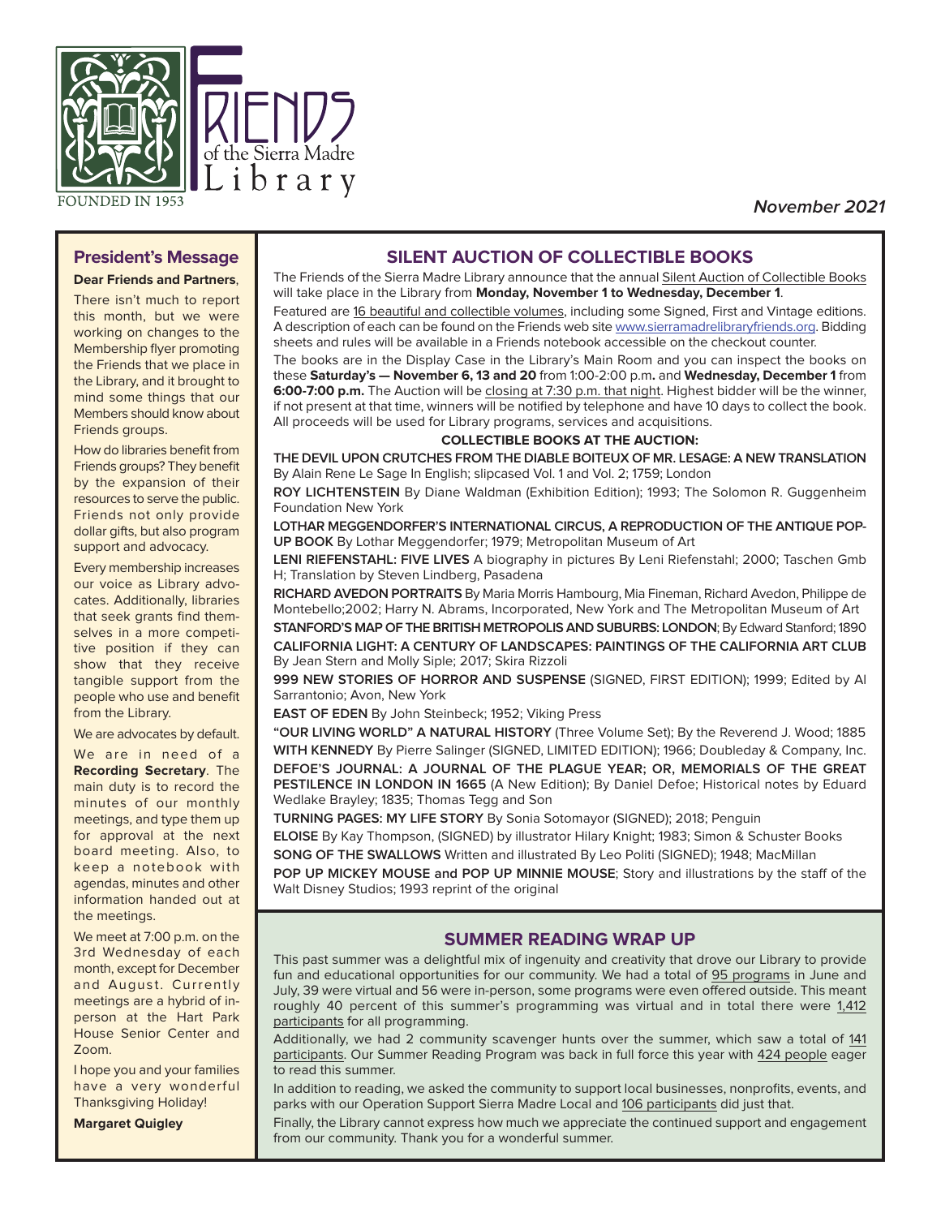# Friends of the Sierra Madre Library

FOUNDED IN 1953

***November 2021***

## President's Message

**Dear Friends and Partners**,

There isn't much to report this month, but we were working on changes to the Membership flyer promoting the Friends that we place in the Library, and it brought to mind some things that our Members should know about Friends groups.

How do libraries benefit from Friends groups? They benefit by the expansion of their resources to serve the public. Friends not only provide dollar gifts, but also program support and advocacy.

Every membership increases our voice as Library advocates. Additionally, libraries that seek grants find themselves in a more competitive position if they can show that they receive tangible support from the people who use and benefit from the Library.

We are advocates by default.

We are in need of a **Recording Secretary**. The main duty is to record the minutes of our monthly meetings, and type them up for approval at the next board meeting. Also, to keep a notebook with agendas, minutes and other information handed out at the meetings.

We meet at 7:00 p.m. on the 3rd Wednesday of each month, except for December and August. Currently meetings are a hybrid of in-person at the Hart Park House Senior Center and Zoom.

I hope you and your families have a very wonderful Thanksgiving Holiday!

**Margaret Quigley**

## SILENT AUCTION OF COLLECTIBLE BOOKS

The Friends of the Sierra Madre Library announce that the annual Silent Auction of Collectible Books will take place in the Library from **Monday, November 1 to Wednesday, December 1**.

Featured are 16 beautiful and collectible volumes, including some Signed, First and Vintage editions. A description of each can be found on the Friends web site www.sierramadrelibraryfriends.org. Bidding sheets and rules will be available in a Friends notebook accessible on the checkout counter.

The books are in the Display Case in the Library's Main Room and you can inspect the books on these **Saturday's — November 6, 13 and 20** from 1:00-2:00 p.m**.** and **Wednesday, December 1** from **6:00-7:00 p.m.** The Auction will be closing at 7:30 p.m. that night. Highest bidder will be the winner, if not present at that time, winners will be notified by telephone and have 10 days to collect the book. All proceeds will be used for Library programs, services and acquisitions.

**COLLECTIBLE BOOKS AT THE AUCTION:**

**THE DEVIL UPON CRUTCHES FROM THE DIABLE BOITEUX OF MR. LESAGE: A NEW TRANSLATION** By Alain Rene Le Sage In English; slipcased Vol. 1 and Vol. 2; 1759; London

**ROY LICHTENSTEIN** By Diane Waldman (Exhibition Edition); 1993; The Solomon R. Guggenheim Foundation New York

**LOTHAR MEGGENDORFER'S INTERNATIONAL CIRCUS, A REPRODUCTION OF THE ANTIQUE POP-UP BOOK** By Lothar Meggendorfer; 1979; Metropolitan Museum of Art

**LENI RIEFENSTAHL: FIVE LIVES** A biography in pictures By Leni Riefenstahl; 2000; Taschen Gmb H; Translation by Steven Lindberg, Pasadena

**RICHARD AVEDON PORTRAITS** By Maria Morris Hambourg, Mia Fineman, Richard Avedon, Philippe de Montebello;2002; Harry N. Abrams, Incorporated, New York and The Metropolitan Museum of Art

**STANFORD'S MAP OF THE BRITISH METROPOLIS AND SUBURBS: LONDON**; By Edward Stanford; 1890

**CALIFORNIA LIGHT: A CENTURY OF LANDSCAPES: PAINTINGS OF THE CALIFORNIA ART CLUB** By Jean Stern and Molly Siple; 2017; Skira Rizzoli

**999 NEW STORIES OF HORROR AND SUSPENSE** (SIGNED, FIRST EDITION); 1999; Edited by Al Sarrantonio; Avon, New York

**EAST OF EDEN** By John Steinbeck; 1952; Viking Press

**"OUR LIVING WORLD" A NATURAL HISTORY** (Three Volume Set); By the Reverend J. Wood; 1885

**WITH KENNEDY** By Pierre Salinger (SIGNED, LIMITED EDITION); 1966; Doubleday & Company, Inc.

**DEFOE'S JOURNAL: A JOURNAL OF THE PLAGUE YEAR; OR, MEMORIALS OF THE GREAT PESTILENCE IN LONDON IN 1665** (A New Edition); By Daniel Defoe; Historical notes by Eduard Wedlake Brayley; 1835; Thomas Tegg and Son

**TURNING PAGES: MY LIFE STORY** By Sonia Sotomayor (SIGNED); 2018; Penguin

**ELOISE** By Kay Thompson, (SIGNED) by illustrator Hilary Knight; 1983; Simon & Schuster Books

**SONG OF THE SWALLOWS** Written and illustrated By Leo Politi (SIGNED); 1948; MacMillan

**POP UP MICKEY MOUSE and POP UP MINNIE MOUSE**; Story and illustrations by the staff of the Walt Disney Studios; 1993 reprint of the original

## SUMMER READING WRAP UP

This past summer was a delightful mix of ingenuity and creativity that drove our Library to provide fun and educational opportunities for our community. We had a total of 95 programs in June and July, 39 were virtual and 56 were in-person, some programs were even offered outside. This meant roughly 40 percent of this summer's programming was virtual and in total there were 1,412 participants for all programming.

Additionally, we had 2 community scavenger hunts over the summer, which saw a total of 141 participants. Our Summer Reading Program was back in full force this year with 424 people eager to read this summer.

In addition to reading, we asked the community to support local businesses, nonprofits, events, and parks with our Operation Support Sierra Madre Local and 106 participants did just that.

Finally, the Library cannot express how much we appreciate the continued support and engagement from our community. Thank you for a wonderful summer.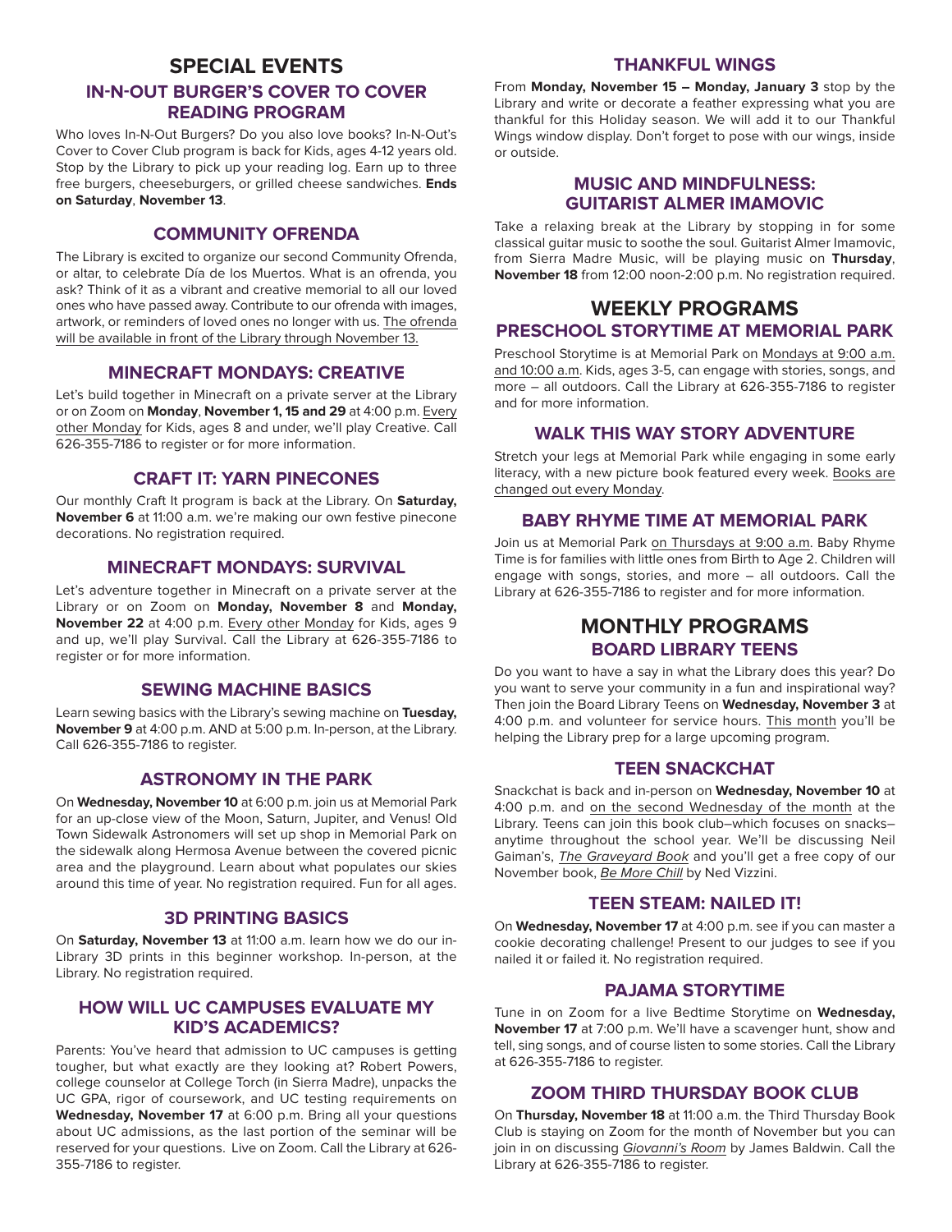# SPECIAL EVENTS

## IN-N-OUT BURGER'S COVER TO COVER READING PROGRAM

Who loves In-N-Out Burgers? Do you also love books? In-N-Out's Cover to Cover Club program is back for Kids, ages 4-12 years old. Stop by the Library to pick up your reading log. Earn up to three free burgers, cheeseburgers, or grilled cheese sandwiches. **Ends on Saturday**, **November 13**.

## COMMUNITY OFRENDA

The Library is excited to organize our second Community Ofrenda, or altar, to celebrate Día de los Muertos. What is an ofrenda, you ask? Think of it as a vibrant and creative memorial to all our loved ones who have passed away. Contribute to our ofrenda with images, artwork, or reminders of loved ones no longer with us. The ofrenda will be available in front of the Library through November 13.

## MINECRAFT MONDAYS: CREATIVE

Let's build together in Minecraft on a private server at the Library or on Zoom on **Monday**, **November 1, 15 and 29** at 4:00 p.m. Every other Monday for Kids, ages 8 and under, we'll play Creative. Call 626-355-7186 to register or for more information.

## CRAFT IT: YARN PINECONES

Our monthly Craft It program is back at the Library. On **Saturday, November 6** at 11:00 a.m. we're making our own festive pinecone decorations. No registration required.

## MINECRAFT MONDAYS: SURVIVAL

Let's adventure together in Minecraft on a private server at the Library or on Zoom on **Monday, November 8** and **Monday, November 22** at 4:00 p.m. Every other Monday for Kids, ages 9 and up, we'll play Survival. Call the Library at 626-355-7186 to register or for more information.

## SEWING MACHINE BASICS

Learn sewing basics with the Library's sewing machine on **Tuesday, November 9** at 4:00 p.m. AND at 5:00 p.m. In-person, at the Library. Call 626-355-7186 to register.

## ASTRONOMY IN THE PARK

On **Wednesday, November 10** at 6:00 p.m. join us at Memorial Park for an up-close view of the Moon, Saturn, Jupiter, and Venus! Old Town Sidewalk Astronomers will set up shop in Memorial Park on the sidewalk along Hermosa Avenue between the covered picnic area and the playground. Learn about what populates our skies around this time of year. No registration required. Fun for all ages.

## 3D PRINTING BASICS

On **Saturday, November 13** at 11:00 a.m. learn how we do our in-Library 3D prints in this beginner workshop. In-person, at the Library. No registration required.

## HOW WILL UC CAMPUSES EVALUATE MY KID'S ACADEMICS?

Parents: You've heard that admission to UC campuses is getting tougher, but what exactly are they looking at? Robert Powers, college counselor at College Torch (in Sierra Madre), unpacks the UC GPA, rigor of coursework, and UC testing requirements on **Wednesday, November 17** at 6:00 p.m. Bring all your questions about UC admissions, as the last portion of the seminar will be reserved for your questions. Live on Zoom. Call the Library at 626-355-7186 to register.

## THANKFUL WINGS

From **Monday, November 15 – Monday, January 3** stop by the Library and write or decorate a feather expressing what you are thankful for this Holiday season. We will add it to our Thankful Wings window display. Don't forget to pose with our wings, inside or outside.

## MUSIC AND MINDFULNESS: GUITARIST ALMER IMAMOVIC

Take a relaxing break at the Library by stopping in for some classical guitar music to soothe the soul. Guitarist Almer Imamovic, from Sierra Madre Music, will be playing music on **Thursday**, **November 18** from 12:00 noon-2:00 p.m. No registration required.

# WEEKLY PROGRAMS

## PRESCHOOL STORYTIME AT MEMORIAL PARK

Preschool Storytime is at Memorial Park on Mondays at 9:00 a.m. and 10:00 a.m. Kids, ages 3-5, can engage with stories, songs, and more – all outdoors. Call the Library at 626-355-7186 to register and for more information.

## WALK THIS WAY STORY ADVENTURE

Stretch your legs at Memorial Park while engaging in some early literacy, with a new picture book featured every week. Books are changed out every Monday.

## BABY RHYME TIME AT MEMORIAL PARK

Join us at Memorial Park on Thursdays at 9:00 a.m. Baby Rhyme Time is for families with little ones from Birth to Age 2. Children will engage with songs, stories, and more – all outdoors. Call the Library at 626-355-7186 to register and for more information.

# MONTHLY PROGRAMS

## BOARD LIBRARY TEENS

Do you want to have a say in what the Library does this year? Do you want to serve your community in a fun and inspirational way? Then join the Board Library Teens on **Wednesday, November 3** at 4:00 p.m. and volunteer for service hours. This month you'll be helping the Library prep for a large upcoming program.

## TEEN SNACKCHAT

Snackchat is back and in-person on **Wednesday, November 10** at 4:00 p.m. and on the second Wednesday of the month at the Library. Teens can join this book club–which focuses on snacks–anytime throughout the school year. We'll be discussing Neil Gaiman's, *The Graveyard Book* and you'll get a free copy of our November book, *Be More Chill* by Ned Vizzini.

## TEEN STEAM: NAILED IT!

On **Wednesday, November 17** at 4:00 p.m. see if you can master a cookie decorating challenge! Present to our judges to see if you nailed it or failed it. No registration required.

## PAJAMA STORYTIME

Tune in on Zoom for a live Bedtime Storytime on **Wednesday, November 17** at 7:00 p.m. We'll have a scavenger hunt, show and tell, sing songs, and of course listen to some stories. Call the Library at 626-355-7186 to register.

## ZOOM THIRD THURSDAY BOOK CLUB

On **Thursday, November 18** at 11:00 a.m. the Third Thursday Book Club is staying on Zoom for the month of November but you can join in on discussing *Giovanni's Room* by James Baldwin. Call the Library at 626-355-7186 to register.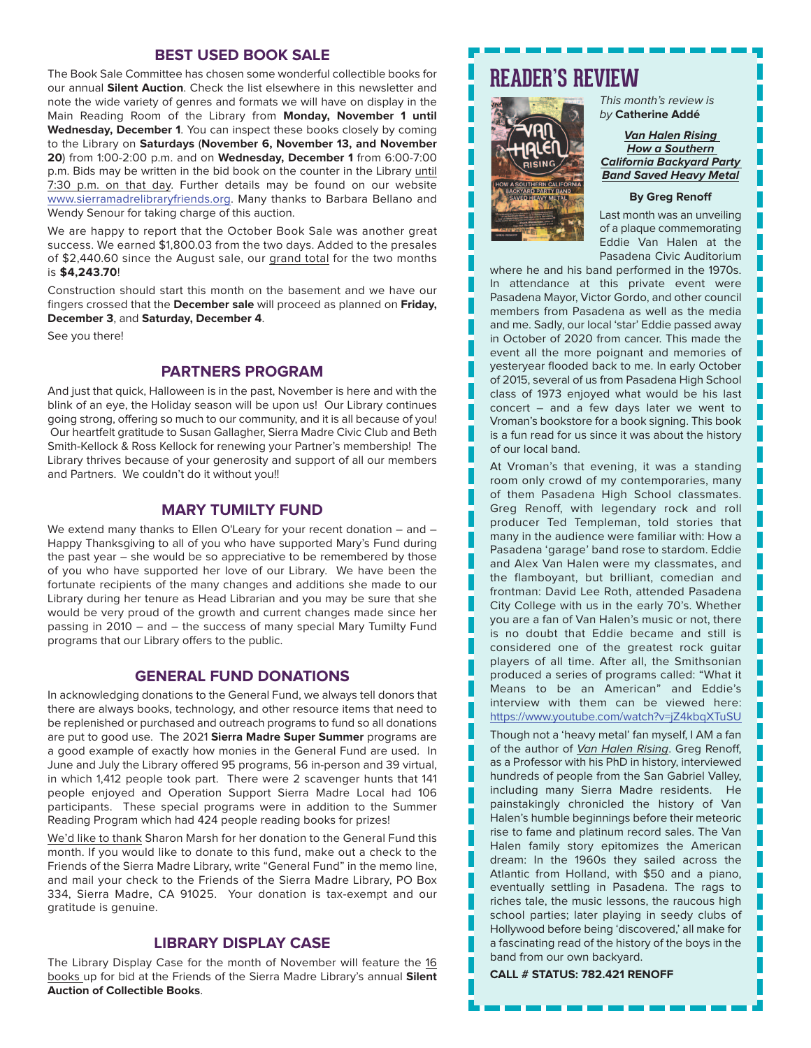## BEST USED BOOK SALE

The Book Sale Committee has chosen some wonderful collectible books for our annual **Silent Auction**. Check the list elsewhere in this newsletter and note the wide variety of genres and formats we will have on display in the Main Reading Room of the Library from **Monday, November 1 until Wednesday, December 1**. You can inspect these books closely by coming to the Library on **Saturdays** (**November 6, November 13, and November 20**) from 1:00-2:00 p.m. and on **Wednesday, December 1** from 6:00-7:00 p.m. Bids may be written in the bid book on the counter in the Library until 7:30 p.m. on that day. Further details may be found on our website www.sierramadrelibraryfriends.org. Many thanks to Barbara Bellano and Wendy Senour for taking charge of this auction.

We are happy to report that the October Book Sale was another great success. We earned $1,800.03 from the two days. Added to the presales of $2,440.60 since the August sale, our grand total for the two months is **$4,243.70**!

Construction should start this month on the basement and we have our fingers crossed that the **December sale** will proceed as planned on **Friday, December 3**, and **Saturday, December 4**.

See you there!

## PARTNERS PROGRAM

And just that quick, Halloween is in the past, November is here and with the blink of an eye, the Holiday season will be upon us! Our Library continues going strong, offering so much to our community, and it is all because of you! Our heartfelt gratitude to Susan Gallagher, Sierra Madre Civic Club and Beth Smith-Kellock & Ross Kellock for renewing your Partner's membership! The Library thrives because of your generosity and support of all our members and Partners. We couldn't do it without you!!

## MARY TUMILTY FUND

We extend many thanks to Ellen O'Leary for your recent donation – and – Happy Thanksgiving to all of you who have supported Mary's Fund during the past year – she would be so appreciative to be remembered by those of you who have supported her love of our Library. We have been the fortunate recipients of the many changes and additions she made to our Library during her tenure as Head Librarian and you may be sure that she would be very proud of the growth and current changes made since her passing in 2010 – and – the success of many special Mary Tumilty Fund programs that our Library offers to the public.

## GENERAL FUND DONATIONS

In acknowledging donations to the General Fund, we always tell donors that there are always books, technology, and other resource items that need to be replenished or purchased and outreach programs to fund so all donations are put to good use. The 2021 **Sierra Madre Super Summer** programs are a good example of exactly how monies in the General Fund are used. In June and July the Library offered 95 programs, 56 in-person and 39 virtual, in which 1,412 people took part. There were 2 scavenger hunts that 141 people enjoyed and Operation Support Sierra Madre Local had 106 participants. These special programs were in addition to the Summer Reading Program which had 424 people reading books for prizes!

We'd like to thank Sharon Marsh for her donation to the General Fund this month. If you would like to donate to this fund, make out a check to the Friends of the Sierra Madre Library, write "General Fund" in the memo line, and mail your check to the Friends of the Sierra Madre Library, PO Box 334, Sierra Madre, CA 91025. Your donation is tax-exempt and our gratitude is genuine.

## LIBRARY DISPLAY CASE

The Library Display Case for the month of November will feature the 16 books up for bid at the Friends of the Sierra Madre Library's annual **Silent Auction of Collectible Books**.

## READER'S REVIEW

*This month's review is by* **Catherine Addé**

***Van Halen Rising How a Southern California Backyard Party Band Saved Heavy Metal***

**By Greg Renoff**

Last month was an unveiling of a plaque commemorating Eddie Van Halen at the Pasadena Civic Auditorium where he and his band performed in the 1970s. In attendance at this private event were Pasadena Mayor, Victor Gordo, and other council members from Pasadena as well as the media and me. Sadly, our local 'star' Eddie passed away in October of 2020 from cancer. This made the event all the more poignant and memories of yesteryear flooded back to me. In early October of 2015, several of us from Pasadena High School class of 1973 enjoyed what would be his last concert – and a few days later we went to Vroman's bookstore for a book signing. This book is a fun read for us since it was about the history of our local band.

At Vroman's that evening, it was a standing room only crowd of my contemporaries, many of them Pasadena High School classmates. Greg Renoff, with legendary rock and roll producer Ted Templeman, told stories that many in the audience were familiar with: How a Pasadena 'garage' band rose to stardom. Eddie and Alex Van Halen were my classmates, and the flamboyant, but brilliant, comedian and frontman: David Lee Roth, attended Pasadena City College with us in the early 70's. Whether you are a fan of Van Halen's music or not, there is no doubt that Eddie became and still is considered one of the greatest rock guitar players of all time. After all, the Smithsonian produced a series of programs called: "What it Means to be an American" and Eddie's interview with them can be viewed here: https://www.youtube.com/watch?v=jZ4kbqXTuSU

Though not a 'heavy metal' fan myself, I AM a fan of the author of *Van Halen Rising*. Greg Renoff, as a Professor with his PhD in history, interviewed hundreds of people from the San Gabriel Valley, including many Sierra Madre residents. He painstakingly chronicled the history of Van Halen's humble beginnings before their meteoric rise to fame and platinum record sales. The Van Halen family story epitomizes the American dream: In the 1960s they sailed across the Atlantic from Holland, with $50 and a piano, eventually settling in Pasadena. The rags to riches tale, the music lessons, the raucous high school parties; later playing in seedy clubs of Hollywood before being 'discovered,' all make for a fascinating read of the history of the boys in the band from our own backyard.

**CALL # STATUS: 782.421 RENOFF**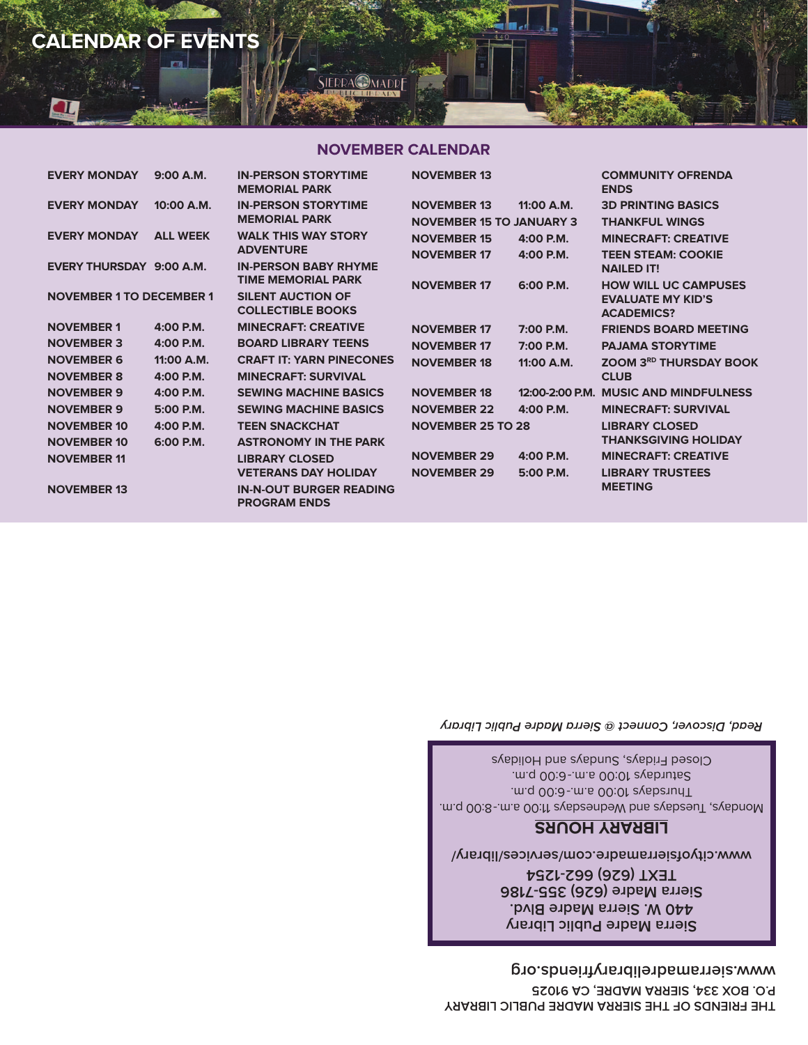# CALENDAR OF EVENTS

## NOVEMBER CALENDAR

| | | |
|---|---|---|
| EVERY MONDAY | 9:00 A.M. | IN-PERSON STORYTIME MEMORIAL PARK |
| EVERY MONDAY | 10:00 A.M. | IN-PERSON STORYTIME MEMORIAL PARK |
| EVERY MONDAY | ALL WEEK | WALK THIS WAY STORY ADVENTURE |
| EVERY THURSDAY | 9:00 A.M. | IN-PERSON BABY RHYME TIME MEMORIAL PARK |
| NOVEMBER 1 TO DECEMBER 1 | | SILENT AUCTION OF COLLECTIBLE BOOKS |
| NOVEMBER 1 | 4:00 P.M. | MINECRAFT: CREATIVE |
| NOVEMBER 3 | 4:00 P.M. | BOARD LIBRARY TEENS |
| NOVEMBER 6 | 11:00 A.M. | CRAFT IT: YARN PINECONES |
| NOVEMBER 8 | 4:00 P.M. | MINECRAFT: SURVIVAL |
| NOVEMBER 9 | 4:00 P.M. | SEWING MACHINE BASICS |
| NOVEMBER 9 | 5:00 P.M. | SEWING MACHINE BASICS |
| NOVEMBER 10 | 4:00 P.M. | TEEN SNACKCHAT |
| NOVEMBER 10 | 6:00 P.M. | ASTRONOMY IN THE PARK |
| NOVEMBER 11 | | LIBRARY CLOSED VETERANS DAY HOLIDAY |
| NOVEMBER 13 | | IN-N-OUT BURGER READING PROGRAM ENDS |
| NOVEMBER 13 | | COMMUNITY OFRENDA ENDS |
| NOVEMBER 13 | 11:00 A.M. | 3D PRINTING BASICS |
| NOVEMBER 15 TO JANUARY 3 | | THANKFUL WINGS |
| NOVEMBER 15 | 4:00 P.M. | MINECRAFT: CREATIVE |
| NOVEMBER 17 | 4:00 P.M. | TEEN STEAM: COOKIE NAILED IT! |
| NOVEMBER 17 | 6:00 P.M. | HOW WILL UC CAMPUSES EVALUATE MY KID'S ACADEMICS? |
| NOVEMBER 17 | 7:00 P.M. | FRIENDS BOARD MEETING |
| NOVEMBER 17 | 7:00 P.M. | PAJAMA STORYTIME |
| NOVEMBER 18 | 11:00 A.M. | ZOOM 3RD THURSDAY BOOK CLUB |
| NOVEMBER 18 | 12:00-2:00 P.M. | MUSIC AND MINDFULNESS |
| NOVEMBER 22 | 4:00 P.M. | MINECRAFT: SURVIVAL |
| NOVEMBER 25 TO 28 | | LIBRARY CLOSED THANKSGIVING HOLIDAY |
| NOVEMBER 29 | 4:00 P.M. | MINECRAFT: CREATIVE |
| NOVEMBER 29 | 5:00 P.M. | LIBRARY TRUSTEES MEETING |

*Read, Discover, Connect @ Sierra Madre Public Library*

**LIBRARY HOURS**

Mondays, Tuesdays and Wednesdays 11:00 a.m.-8:00 p.m.
Thursdays 10:00 a.m.-6:00 p.m.
Saturdays 10:00 a.m.-6:00 p.m.
Closed Fridays, Sundays and Holidays

Sierra Madre Public Library
440 W. Sierra Madre Blvd.
Sierra Madre (626) 355-7186
TEXT (626) 662-1254
www.cityofsierramadre.com/services/library/

THE FRIENDS OF THE SIERRA MADRE PUBLIC LIBRARY
P.O. BOX 334, SIERRA MADRE, CA 91025
www.sierramadrelibraryfriends.org